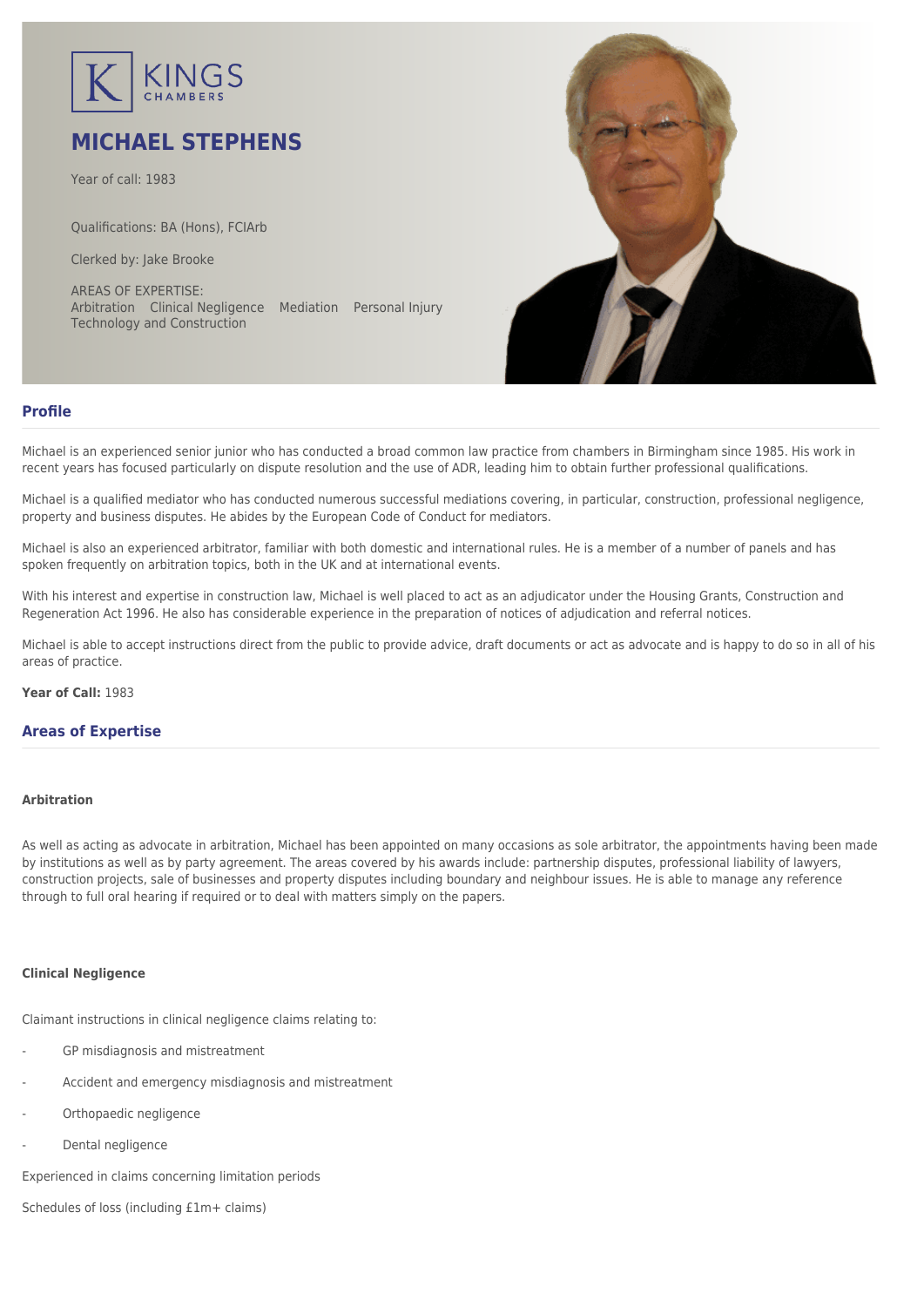KINGS CHAMBERS

# MICHAEL STEPHENS

Year of call: 1983

Qualifications: BA (Hons), FCIArb

Clerked by: Jake Brooke

AREAS OF EXPERTISE:
Arbitration Clinical Negligence Mediation Personal Injury Technology and Construction

## Profile

Michael is an experienced senior junior who has conducted a broad common law practice from chambers in Birmingham since 1985. His work in recent years has focused particularly on dispute resolution and the use of ADR, leading him to obtain further professional qualifications.

Michael is a qualified mediator who has conducted numerous successful mediations covering, in particular, construction, professional negligence, property and business disputes. He abides by the European Code of Conduct for mediators.

Michael is also an experienced arbitrator, familiar with both domestic and international rules. He is a member of a number of panels and has spoken frequently on arbitration topics, both in the UK and at international events.

With his interest and expertise in construction law, Michael is well placed to act as an adjudicator under the Housing Grants, Construction and Regeneration Act 1996. He also has considerable experience in the preparation of notices of adjudication and referral notices.

Michael is able to accept instructions direct from the public to provide advice, draft documents or act as advocate and is happy to do so in all of his areas of practice.

**Year of Call:** 1983

## Areas of Expertise

### Arbitration

As well as acting as advocate in arbitration, Michael has been appointed on many occasions as sole arbitrator, the appointments having been made by institutions as well as by party agreement. The areas covered by his awards include: partnership disputes, professional liability of lawyers, construction projects, sale of businesses and property disputes including boundary and neighbour issues. He is able to manage any reference through to full oral hearing if required or to deal with matters simply on the papers.

### Clinical Negligence

Claimant instructions in clinical negligence claims relating to:

- GP misdiagnosis and mistreatment
- Accident and emergency misdiagnosis and mistreatment
- Orthopaedic negligence
- Dental negligence

Experienced in claims concerning limitation periods

Schedules of loss (including £1m+ claims)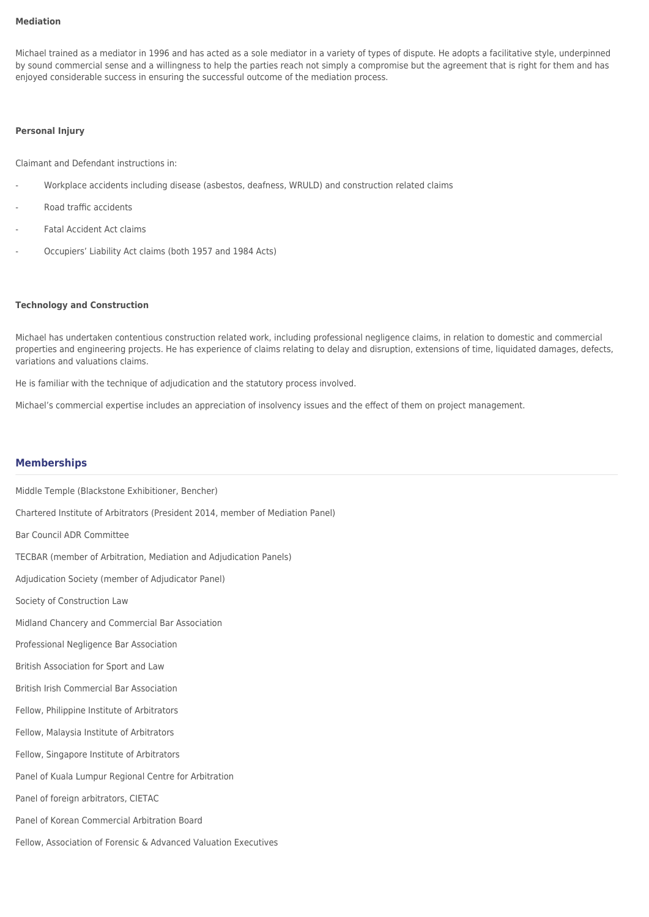**Mediation**

Michael trained as a mediator in 1996 and has acted as a sole mediator in a variety of types of dispute. He adopts a facilitative style, underpinned by sound commercial sense and a willingness to help the parties reach not simply a compromise but the agreement that is right for them and has enjoyed considerable success in ensuring the successful outcome of the mediation process.

**Personal Injury**

Claimant and Defendant instructions in:

- Workplace accidents including disease (asbestos, deafness, WRULD) and construction related claims
- Road traffic accidents
- Fatal Accident Act claims
- Occupiers' Liability Act claims (both 1957 and 1984 Acts)

**Technology and Construction**

Michael has undertaken contentious construction related work, including professional negligence claims, in relation to domestic and commercial properties and engineering projects. He has experience of claims relating to delay and disruption, extensions of time, liquidated damages, defects, variations and valuations claims.

He is familiar with the technique of adjudication and the statutory process involved.

Michael's commercial expertise includes an appreciation of insolvency issues and the effect of them on project management.

## Memberships

Middle Temple (Blackstone Exhibitioner, Bencher)

Chartered Institute of Arbitrators (President 2014, member of Mediation Panel)

Bar Council ADR Committee

TECBAR (member of Arbitration, Mediation and Adjudication Panels)

Adjudication Society (member of Adjudicator Panel)

Society of Construction Law

Midland Chancery and Commercial Bar Association

Professional Negligence Bar Association

British Association for Sport and Law

British Irish Commercial Bar Association

Fellow, Philippine Institute of Arbitrators

Fellow, Malaysia Institute of Arbitrators

Fellow, Singapore Institute of Arbitrators

Panel of Kuala Lumpur Regional Centre for Arbitration

Panel of foreign arbitrators, CIETAC

Panel of Korean Commercial Arbitration Board

Fellow, Association of Forensic & Advanced Valuation Executives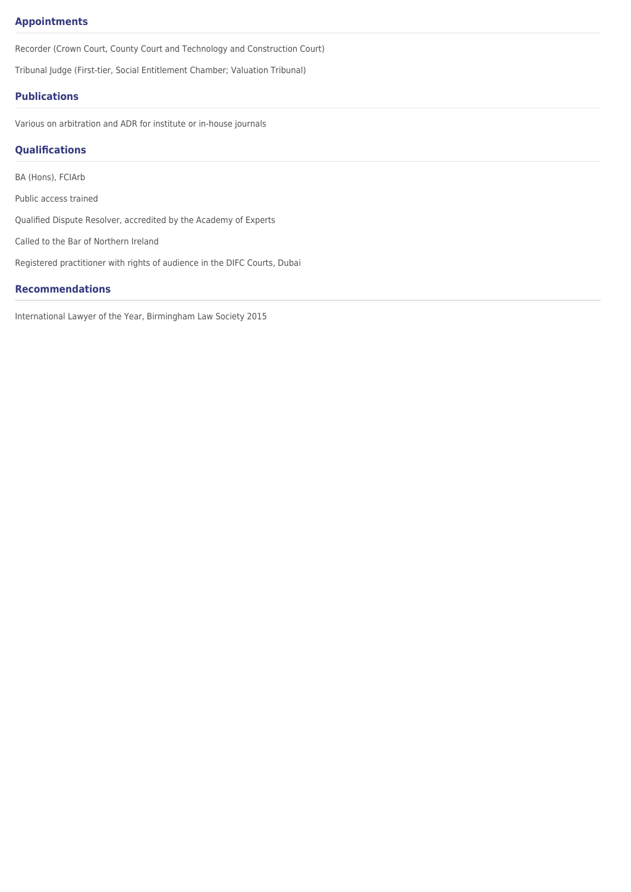## Appointments

Recorder (Crown Court, County Court and Technology and Construction Court)

Tribunal Judge (First-tier, Social Entitlement Chamber; Valuation Tribunal)

## Publications

Various on arbitration and ADR for institute or in-house journals

## Qualifications

BA (Hons), FCIArb

Public access trained

Qualified Dispute Resolver, accredited by the Academy of Experts

Called to the Bar of Northern Ireland

Registered practitioner with rights of audience in the DIFC Courts, Dubai

## Recommendations

International Lawyer of the Year, Birmingham Law Society 2015